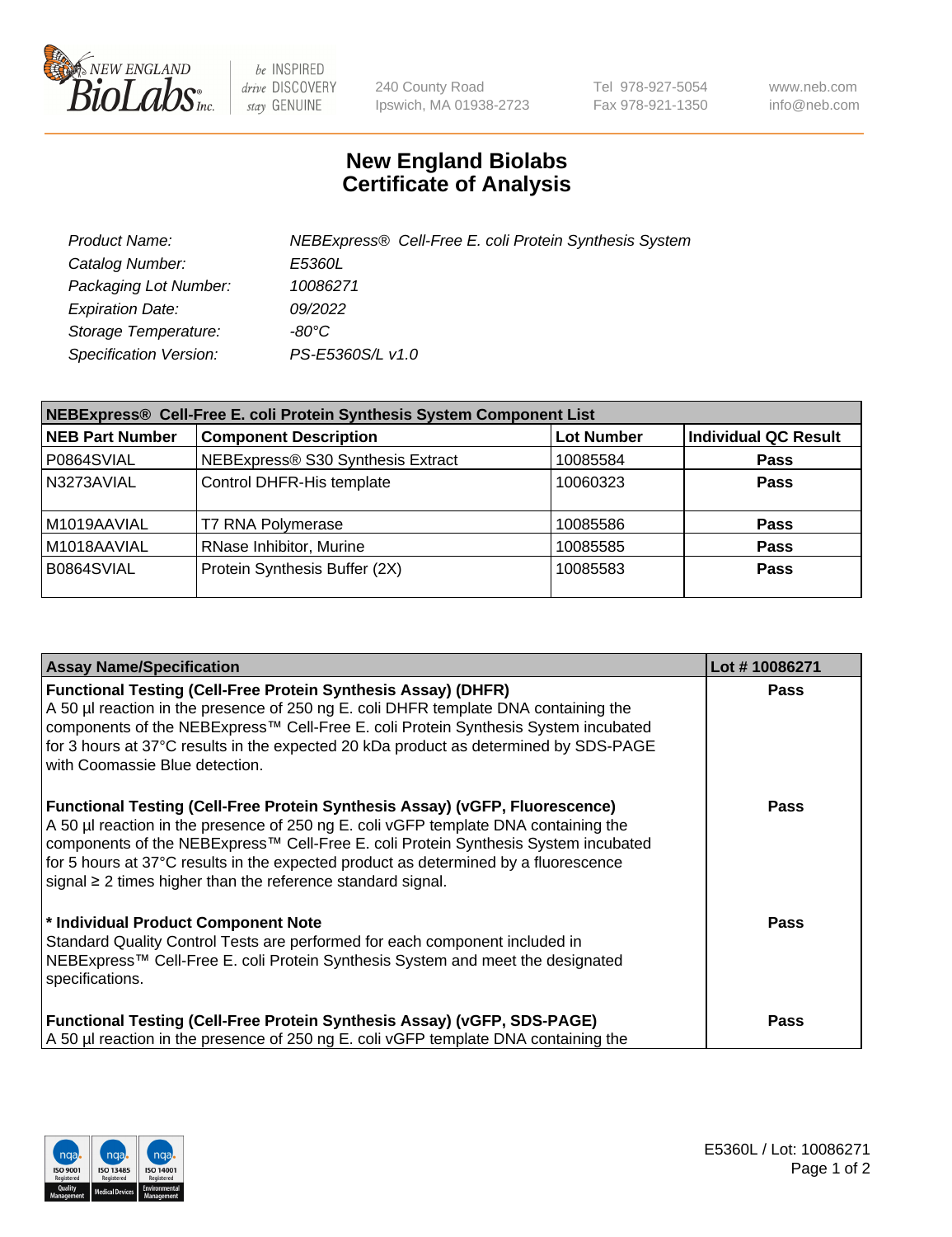# New England Biolabs Certificate of Analysis

| | |
|---|---|
| Product Name: | NEBExpress® Cell-Free E. coli Protein Synthesis System |
| Catalog Number: | E5360L |
| Packaging Lot Number: | 10086271 |
| Expiration Date: | 09/2022 |
| Storage Temperature: | -80°C |
| Specification Version: | PS-E5360S/L v1.0 |

**NEBExpress® Cell-Free E. coli Protein Synthesis System Component List**

| NEB Part Number | Component Description | Lot Number | Individual QC Result |
|---|---|---|---|
| P0864SVIAL | NEBExpress® S30 Synthesis Extract | 10085584 | Pass |
| N3273AVIAL | Control DHFR-His template | 10060323 | Pass |
| M1019AAVIAL | T7 RNA Polymerase | 10085586 | Pass |
| M1018AAVIAL | RNase Inhibitor, Murine | 10085585 | Pass |
| B0864SVIAL | Protein Synthesis Buffer (2X) | 10085583 | Pass |

| Assay Name/Specification | Lot # 10086271 |
|---|---|
| **Functional Testing (Cell-Free Protein Synthesis Assay) (DHFR)** A 50 µl reaction in the presence of 250 ng E. coli DHFR template DNA containing the components of the NEBExpress™ Cell-Free E. coli Protein Synthesis System incubated for 3 hours at 37°C results in the expected 20 kDa product as determined by SDS-PAGE with Coomassie Blue detection. | Pass |
| **Functional Testing (Cell-Free Protein Synthesis Assay) (vGFP, Fluorescence)** A 50 µl reaction in the presence of 250 ng E. coli vGFP template DNA containing the components of the NEBExpress™ Cell-Free E. coli Protein Synthesis System incubated for 5 hours at 37°C results in the expected product as determined by a fluorescence signal ≥ 2 times higher than the reference standard signal. | Pass |
| **\* Individual Product Component Note** Standard Quality Control Tests are performed for each component included in NEBExpress™ Cell-Free E. coli Protein Synthesis System and meet the designated specifications. | Pass |
| **Functional Testing (Cell-Free Protein Synthesis Assay) (vGFP, SDS-PAGE)** A 50 µl reaction in the presence of 250 ng E. coli vGFP template DNA containing the | Pass |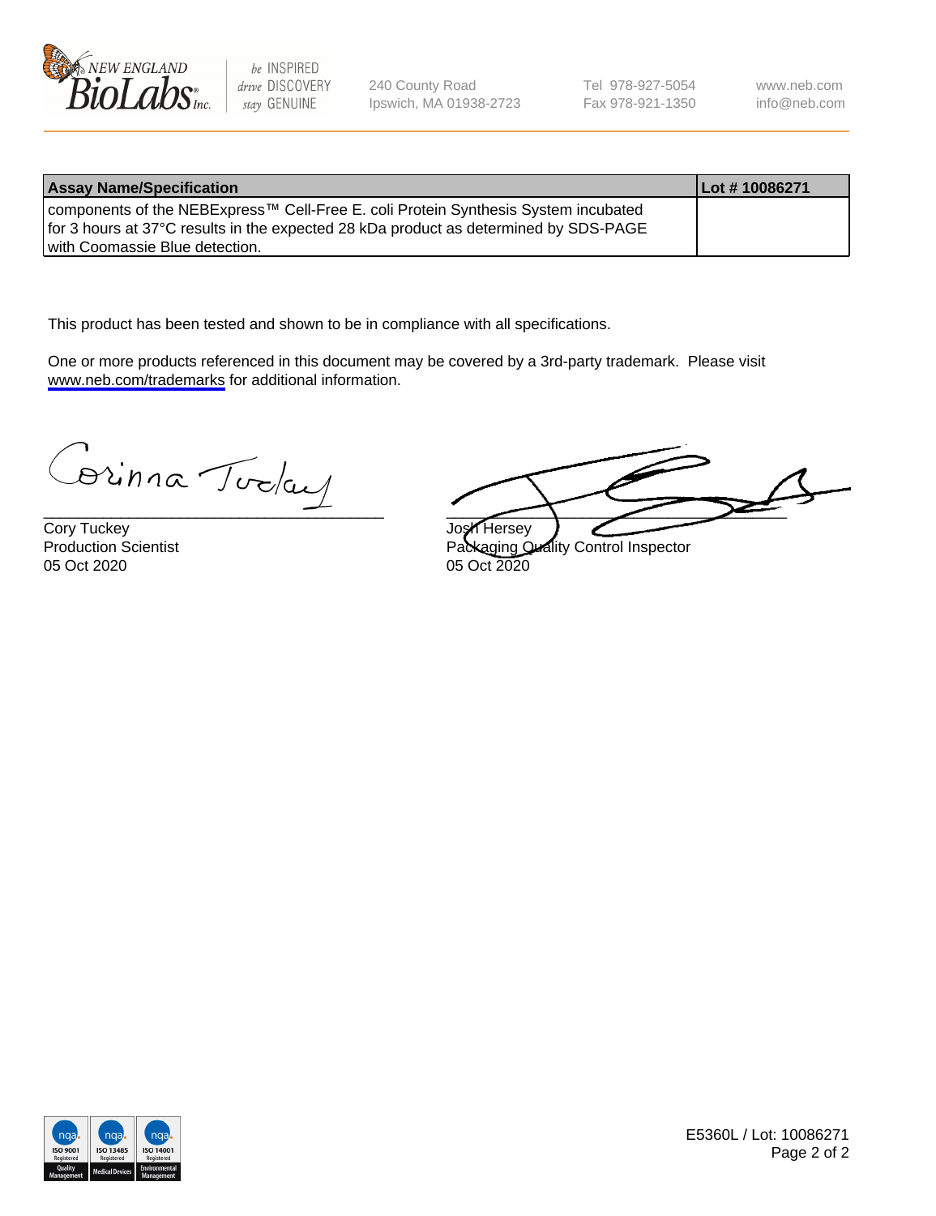| Assay Name/Specification | Lot # 10086271 |
| --- | --- |
| components of the NEBExpress™ Cell-Free E. coli Protein Synthesis System incubated for 3 hours at 37°C results in the expected 28 kDa product as determined by SDS-PAGE with Coomassie Blue detection. | |

This product has been tested and shown to be in compliance with all specifications.

One or more products referenced in this document may be covered by a 3rd-party trademark. Please visit www.neb.com/trademarks for additional information.

Cory Tuckey
Production Scientist
05 Oct 2020

Josh Hersey
Packaging Quality Control Inspector
05 Oct 2020

E5360L / Lot: 10086271